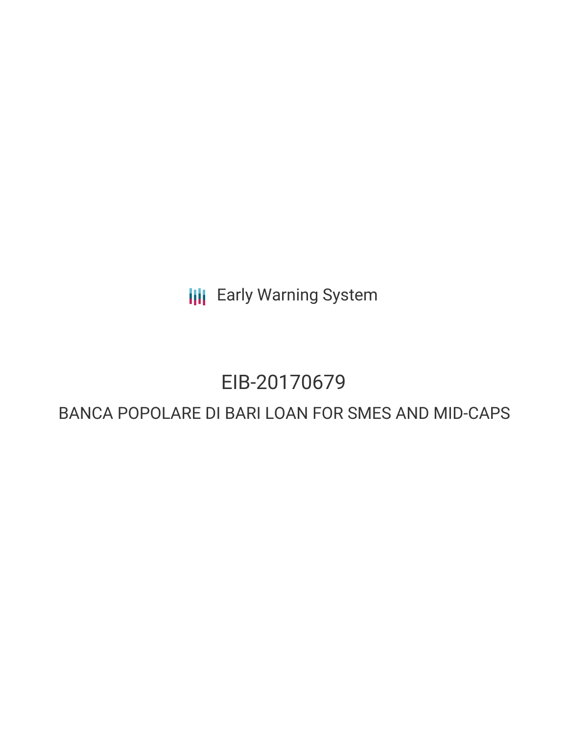Early Warning System

# EIB-20170679

## BANCA POPOLARE DI BARI LOAN FOR SMES AND MID-CAPS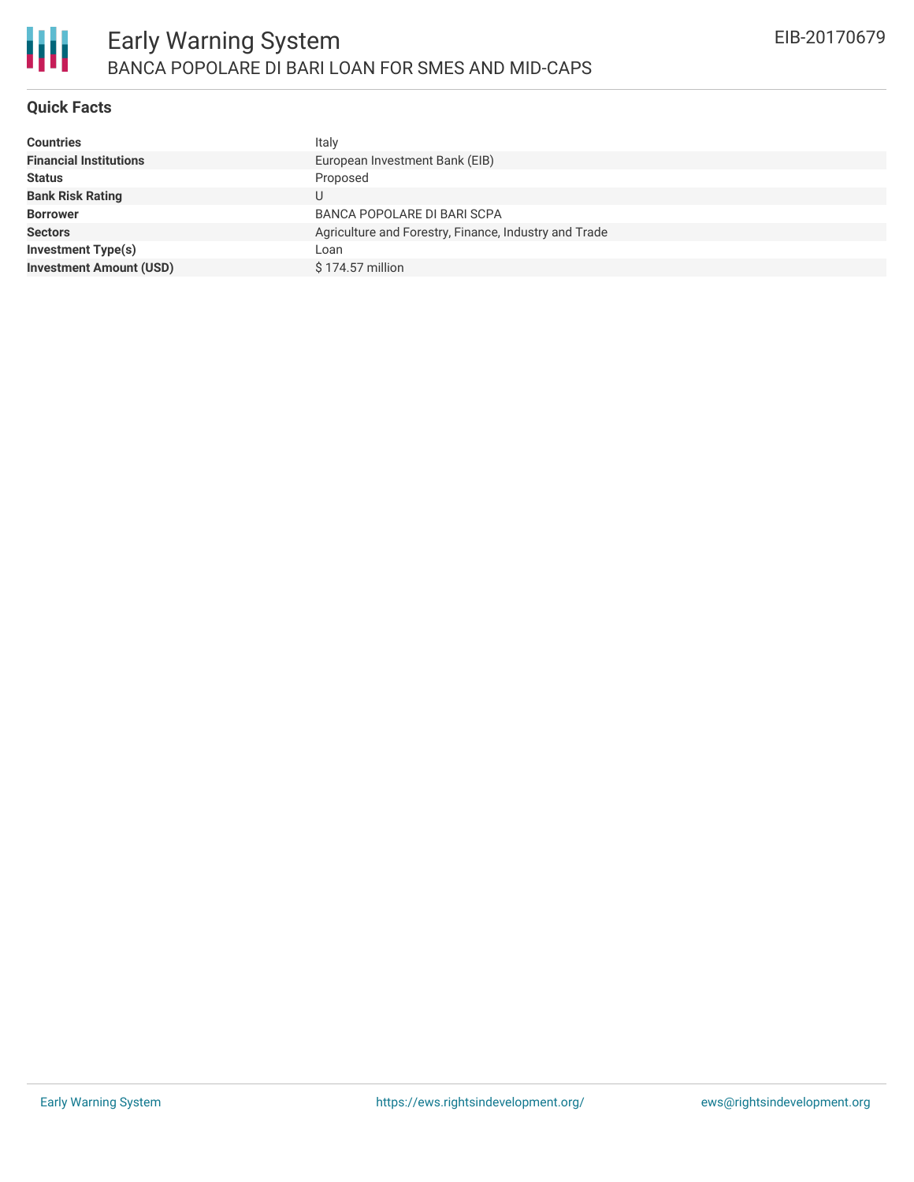# Early Warning System

BANCA POPOLARE DI BARI LOAN FOR SMES AND MID-CAPS

EIB-20170679

## Quick Facts

| | |
|---|---|
| **Countries** | Italy |
| **Financial Institutions** | European Investment Bank (EIB) |
| **Status** | Proposed |
| **Bank Risk Rating** | U |
| **Borrower** | BANCA POPOLARE DI BARI SCPA |
| **Sectors** | Agriculture and Forestry, Finance, Industry and Trade |
| **Investment Type(s)** | Loan |
| **Investment Amount (USD)** | $ 174.57 million |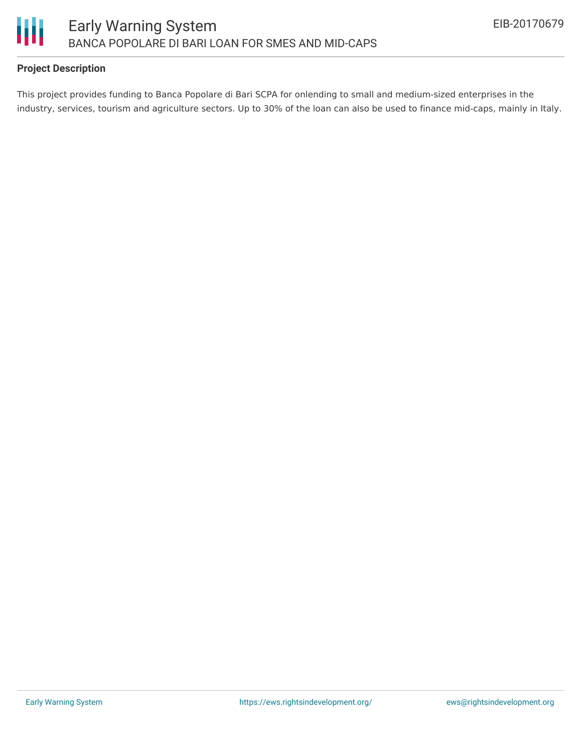## Project Description

This project provides funding to Banca Popolare di Bari SCPA for onlending to small and medium-sized enterprises in the industry, services, tourism and agriculture sectors. Up to 30% of the loan can also be used to finance mid-caps, mainly in Italy.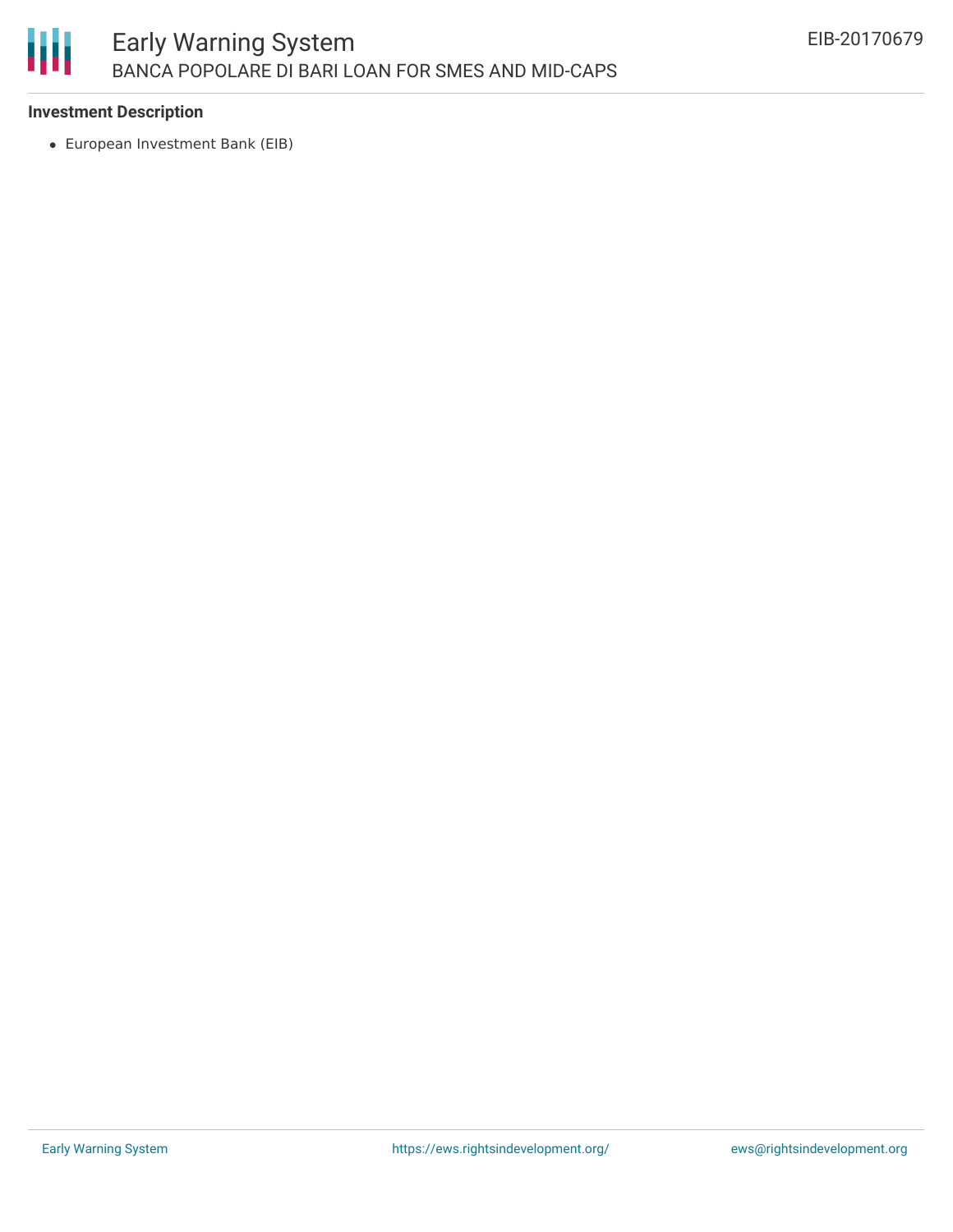**Investment Description**

- European Investment Bank (EIB)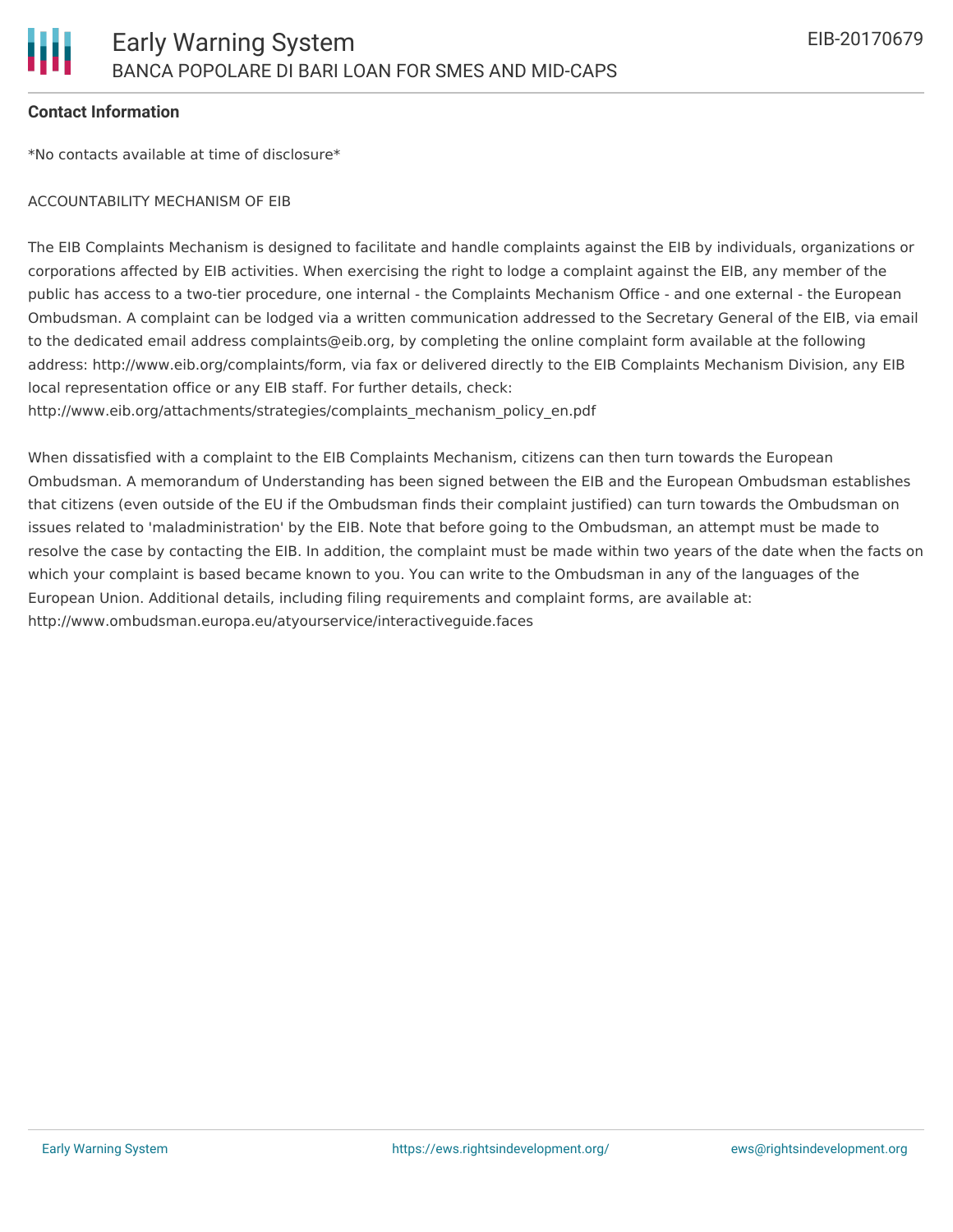**Contact Information**

*No contacts available at time of disclosure*

ACCOUNTABILITY MECHANISM OF EIB

The EIB Complaints Mechanism is designed to facilitate and handle complaints against the EIB by individuals, organizations or corporations affected by EIB activities. When exercising the right to lodge a complaint against the EIB, any member of the public has access to a two-tier procedure, one internal - the Complaints Mechanism Office - and one external - the European Ombudsman. A complaint can be lodged via a written communication addressed to the Secretary General of the EIB, via email to the dedicated email address complaints@eib.org, by completing the online complaint form available at the following address: http://www.eib.org/complaints/form, via fax or delivered directly to the EIB Complaints Mechanism Division, any EIB local representation office or any EIB staff. For further details, check: http://www.eib.org/attachments/strategies/complaints_mechanism_policy_en.pdf

When dissatisfied with a complaint to the EIB Complaints Mechanism, citizens can then turn towards the European Ombudsman. A memorandum of Understanding has been signed between the EIB and the European Ombudsman establishes that citizens (even outside of the EU if the Ombudsman finds their complaint justified) can turn towards the Ombudsman on issues related to 'maladministration' by the EIB. Note that before going to the Ombudsman, an attempt must be made to resolve the case by contacting the EIB. In addition, the complaint must be made within two years of the date when the facts on which your complaint is based became known to you. You can write to the Ombudsman in any of the languages of the European Union. Additional details, including filing requirements and complaint forms, are available at: http://www.ombudsman.europa.eu/atyourservice/interactiveguide.faces